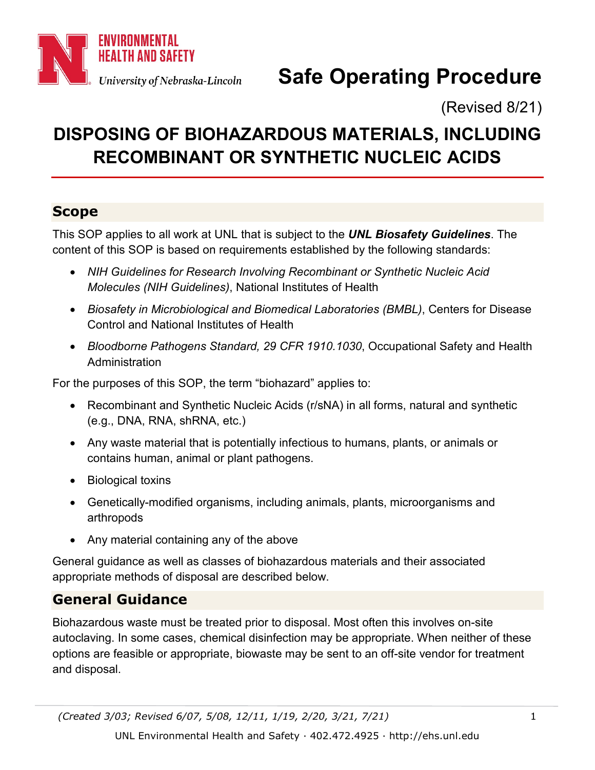# Safe Operating Procedure

(Revised 8/21)

# DISPOSING OF BIOHAZARDOUS MATERIALS, INCLUDING RECOMBINANT OR SYNTHETIC NUCLEIC ACIDS

## Scope

This SOP applies to all work at UNL that is subject to the ***UNL Biosafety Guidelines***. The content of this SOP is based on requirements established by the following standards:

- *NIH Guidelines for Research Involving Recombinant or Synthetic Nucleic Acid Molecules (NIH Guidelines)*, National Institutes of Health
- *Biosafety in Microbiological and Biomedical Laboratories (BMBL)*, Centers for Disease Control and National Institutes of Health
- *Bloodborne Pathogens Standard, 29 CFR 1910.1030*, Occupational Safety and Health Administration

For the purposes of this SOP, the term "biohazard" applies to:

- Recombinant and Synthetic Nucleic Acids (r/sNA) in all forms, natural and synthetic (e.g., DNA, RNA, shRNA, etc.)
- Any waste material that is potentially infectious to humans, plants, or animals or contains human, animal or plant pathogens.
- Biological toxins
- Genetically-modified organisms, including animals, plants, microorganisms and arthropods
- Any material containing any of the above

General guidance as well as classes of biohazardous materials and their associated appropriate methods of disposal are described below.

## General Guidance

Biohazardous waste must be treated prior to disposal. Most often this involves on-site autoclaving. In some cases, chemical disinfection may be appropriate. When neither of these options are feasible or appropriate, biowaste may be sent to an off-site vendor for treatment and disposal.

*(Created 3/03; Revised 6/07, 5/08, 12/11, 1/19, 2/20, 3/21, 7/21)*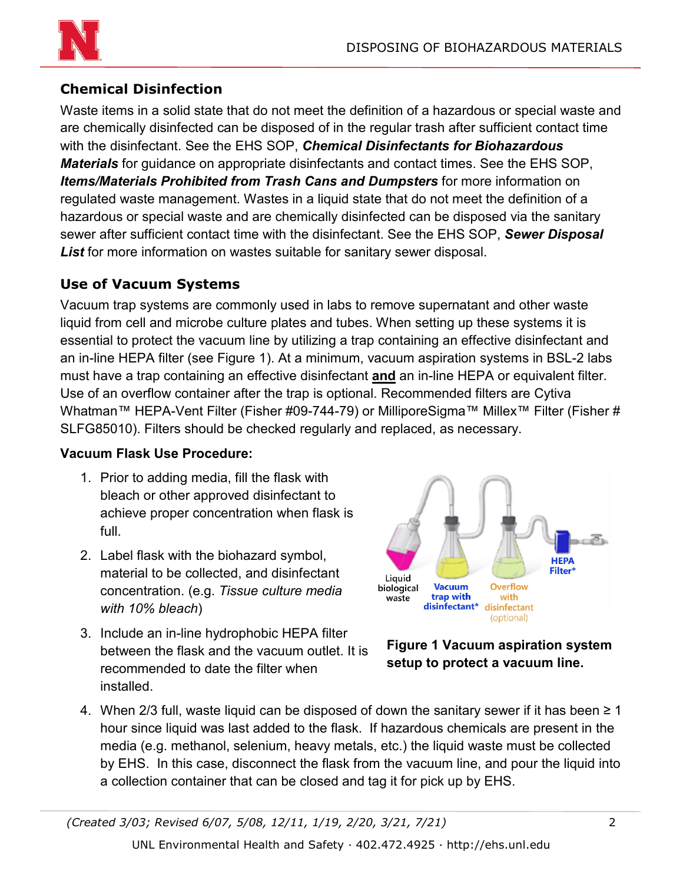## Chemical Disinfection

Waste items in a solid state that do not meet the definition of a hazardous or special waste and are chemically disinfected can be disposed of in the regular trash after sufficient contact time with the disinfectant. See the EHS SOP, ***Chemical Disinfectants for Biohazardous Materials*** for guidance on appropriate disinfectants and contact times. See the EHS SOP, ***Items/Materials Prohibited from Trash Cans and Dumpsters*** for more information on regulated waste management. Wastes in a liquid state that do not meet the definition of a hazardous or special waste and are chemically disinfected can be disposed via the sanitary sewer after sufficient contact time with the disinfectant. See the EHS SOP, ***Sewer Disposal List*** for more information on wastes suitable for sanitary sewer disposal.

## Use of Vacuum Systems

Vacuum trap systems are commonly used in labs to remove supernatant and other waste liquid from cell and microbe culture plates and tubes. When setting up these systems it is essential to protect the vacuum line by utilizing a trap containing an effective disinfectant and an in-line HEPA filter (see Figure 1). At a minimum, vacuum aspiration systems in BSL-2 labs must have a trap containing an effective disinfectant **and** an in-line HEPA or equivalent filter. Use of an overflow container after the trap is optional. Recommended filters are Cytiva Whatman™ HEPA-Vent Filter (Fisher #09-744-79) or MilliporeSigma™ Millex™ Filter (Fisher # SLFG85010). Filters should be checked regularly and replaced, as necessary.

**Vacuum Flask Use Procedure:**

1. Prior to adding media, fill the flask with bleach or other approved disinfectant to achieve proper concentration when flask is full.
2. Label flask with the biohazard symbol, material to be collected, and disinfectant concentration. (e.g. *Tissue culture media with 10% bleach*)
3. Include an in-line hydrophobic HEPA filter between the flask and the vacuum outlet. It is recommended to date the filter when installed.
4. When 2/3 full, waste liquid can be disposed of down the sanitary sewer if it has been ≥ 1 hour since liquid was last added to the flask. If hazardous chemicals are present in the media (e.g. methanol, selenium, heavy metals, etc.) the liquid waste must be collected by EHS. In this case, disconnect the flask from the vacuum line, and pour the liquid into a collection container that can be closed and tag it for pick up by EHS.

Liquid biological waste — Vacuum trap with disinfectant* — Overflow with disinfectant (optional) — HEPA Filter*

**Figure 1 Vacuum aspiration system setup to protect a vacuum line.**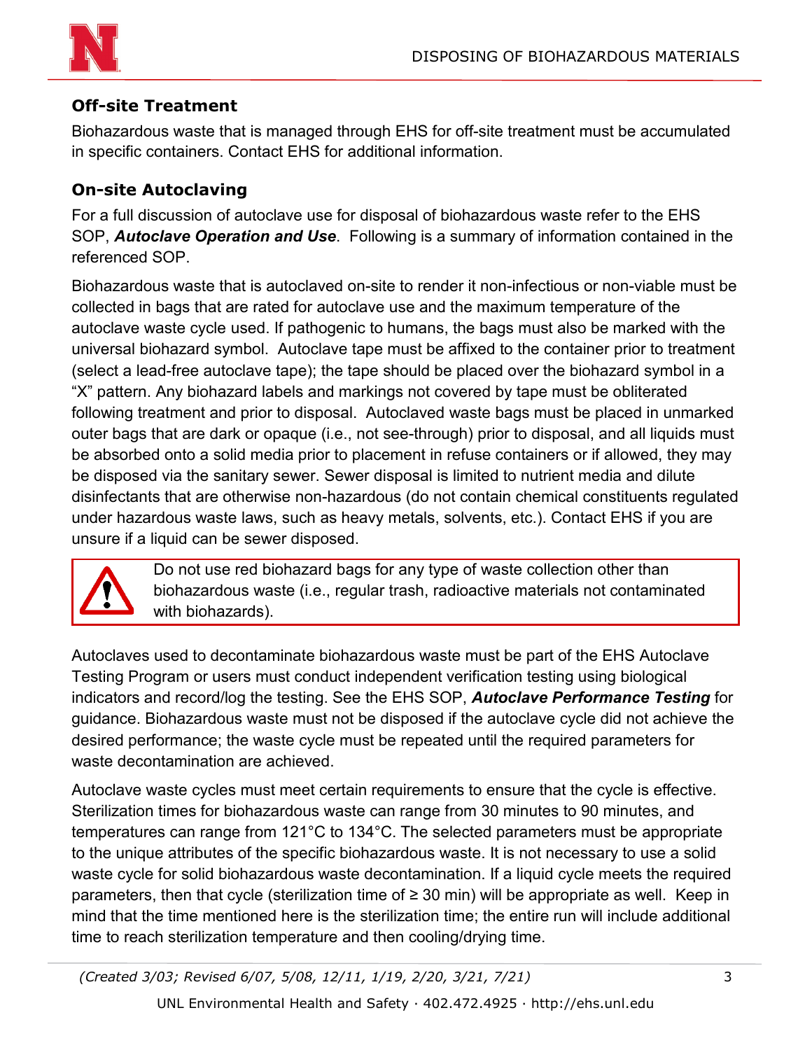### Off-site Treatment

Biohazardous waste that is managed through EHS for off-site treatment must be accumulated in specific containers. Contact EHS for additional information.

### On-site Autoclaving

For a full discussion of autoclave use for disposal of biohazardous waste refer to the EHS SOP, ***Autoclave Operation and Use***. Following is a summary of information contained in the referenced SOP.

Biohazardous waste that is autoclaved on-site to render it non-infectious or non-viable must be collected in bags that are rated for autoclave use and the maximum temperature of the autoclave waste cycle used. If pathogenic to humans, the bags must also be marked with the universal biohazard symbol. Autoclave tape must be affixed to the container prior to treatment (select a lead-free autoclave tape); the tape should be placed over the biohazard symbol in a "X" pattern. Any biohazard labels and markings not covered by tape must be obliterated following treatment and prior to disposal. Autoclaved waste bags must be placed in unmarked outer bags that are dark or opaque (i.e., not see-through) prior to disposal, and all liquids must be absorbed onto a solid media prior to placement in refuse containers or if allowed, they may be disposed via the sanitary sewer. Sewer disposal is limited to nutrient media and dilute disinfectants that are otherwise non-hazardous (do not contain chemical constituents regulated under hazardous waste laws, such as heavy metals, solvents, etc.). Contact EHS if you are unsure if a liquid can be sewer disposed.

> ⚠ Do not use red biohazard bags for any type of waste collection other than biohazardous waste (i.e., regular trash, radioactive materials not contaminated with biohazards).

Autoclaves used to decontaminate biohazardous waste must be part of the EHS Autoclave Testing Program or users must conduct independent verification testing using biological indicators and record/log the testing. See the EHS SOP, ***Autoclave Performance Testing*** for guidance. Biohazardous waste must not be disposed if the autoclave cycle did not achieve the desired performance; the waste cycle must be repeated until the required parameters for waste decontamination are achieved.

Autoclave waste cycles must meet certain requirements to ensure that the cycle is effective. Sterilization times for biohazardous waste can range from 30 minutes to 90 minutes, and temperatures can range from 121°C to 134°C. The selected parameters must be appropriate to the unique attributes of the specific biohazardous waste. It is not necessary to use a solid waste cycle for solid biohazardous waste decontamination. If a liquid cycle meets the required parameters, then that cycle (sterilization time of ≥ 30 min) will be appropriate as well. Keep in mind that the time mentioned here is the sterilization time; the entire run will include additional time to reach sterilization temperature and then cooling/drying time.

*(Created 3/03; Revised 6/07, 5/08, 12/11, 1/19, 2/20, 3/21, 7/21)*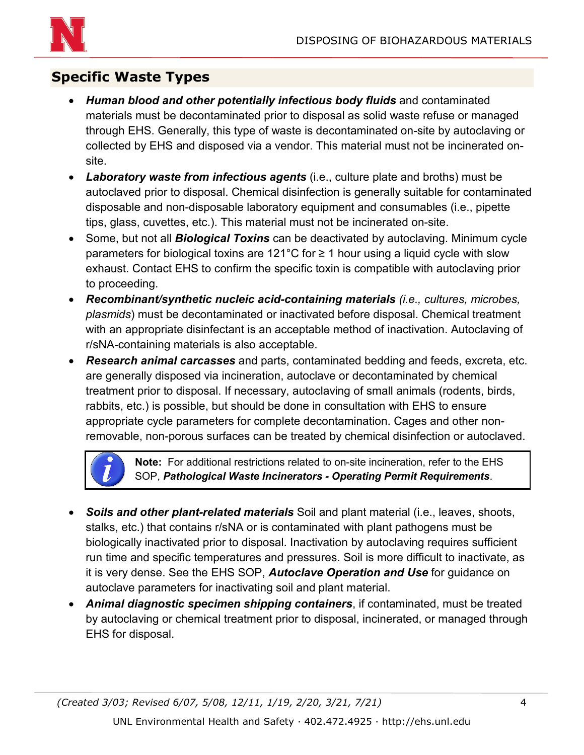## Specific Waste Types

- ***Human blood and other potentially infectious body fluids*** and contaminated materials must be decontaminated prior to disposal as solid waste refuse or managed through EHS. Generally, this type of waste is decontaminated on-site by autoclaving or collected by EHS and disposed via a vendor. This material must not be incinerated on-site.
- ***Laboratory waste from infectious agents*** (i.e., culture plate and broths) must be autoclaved prior to disposal. Chemical disinfection is generally suitable for contaminated disposable and non-disposable laboratory equipment and consumables (i.e., pipette tips, glass, cuvettes, etc.). This material must not be incinerated on-site.
- Some, but not all ***Biological Toxins*** can be deactivated by autoclaving. Minimum cycle parameters for biological toxins are 121°C for ≥ 1 hour using a liquid cycle with slow exhaust. Contact EHS to confirm the specific toxin is compatible with autoclaving prior to proceeding.
- ***Recombinant/synthetic nucleic acid-containing materials*** *(i.e., cultures, microbes, plasmids*) must be decontaminated or inactivated before disposal. Chemical treatment with an appropriate disinfectant is an acceptable method of inactivation. Autoclaving of r/sNA-containing materials is also acceptable.
- ***Research animal carcasses*** and parts, contaminated bedding and feeds, excreta, etc. are generally disposed via incineration, autoclave or decontaminated by chemical treatment prior to disposal. If necessary, autoclaving of small animals (rodents, birds, rabbits, etc.) is possible, but should be done in consultation with EHS to ensure appropriate cycle parameters for complete decontamination. Cages and other non-removable, non-porous surfaces can be treated by chemical disinfection or autoclaved.

> **Note:** For additional restrictions related to on-site incineration, refer to the EHS SOP, ***Pathological Waste Incinerators - Operating Permit Requirements***.

- ***Soils and other plant-related materials*** Soil and plant material (i.e., leaves, shoots, stalks, etc.) that contains r/sNA or is contaminated with plant pathogens must be biologically inactivated prior to disposal. Inactivation by autoclaving requires sufficient run time and specific temperatures and pressures. Soil is more difficult to inactivate, as it is very dense. See the EHS SOP, ***Autoclave Operation and Use*** for guidance on autoclave parameters for inactivating soil and plant material.
- ***Animal diagnostic specimen shipping containers***, if contaminated, must be treated by autoclaving or chemical treatment prior to disposal, incinerated, or managed through EHS for disposal.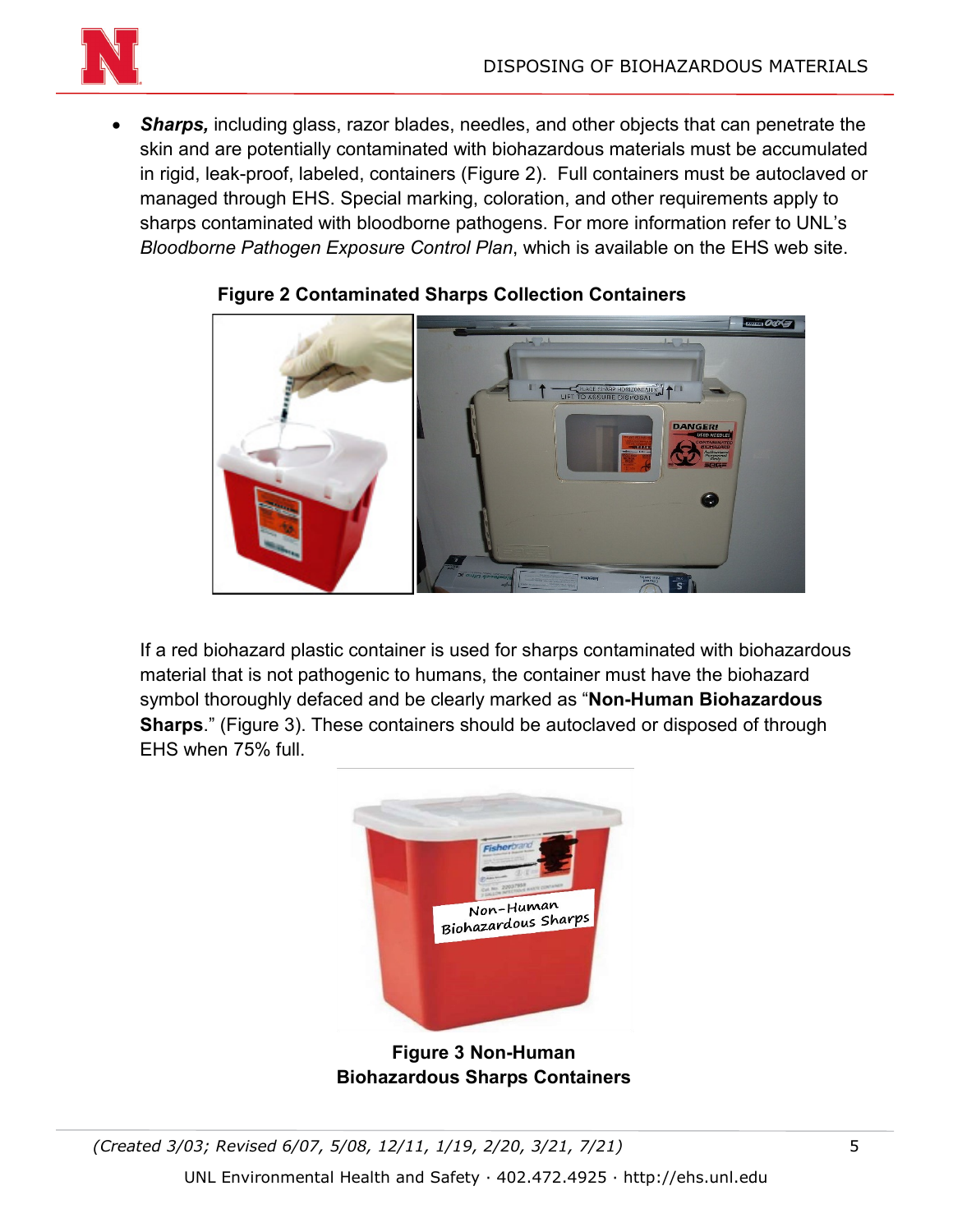- ***Sharps,*** including glass, razor blades, needles, and other objects that can penetrate the skin and are potentially contaminated with biohazardous materials must be accumulated in rigid, leak-proof, labeled, containers (Figure 2). Full containers must be autoclaved or managed through EHS. Special marking, coloration, and other requirements apply to sharps contaminated with bloodborne pathogens. For more information refer to UNL's *Bloodborne Pathogen Exposure Control Plan*, which is available on the EHS web site.

**Figure 2 Contaminated Sharps Collection Containers**

If a red biohazard plastic container is used for sharps contaminated with biohazardous material that is not pathogenic to humans, the container must have the biohazard symbol thoroughly defaced and be clearly marked as "**Non-Human Biohazardous Sharps**." (Figure 3). These containers should be autoclaved or disposed of through EHS when 75% full.

**Figure 3 Non-Human Biohazardous Sharps Containers**

*(Created 3/03; Revised 6/07, 5/08, 12/11, 1/19, 2/20, 3/21, 7/21)*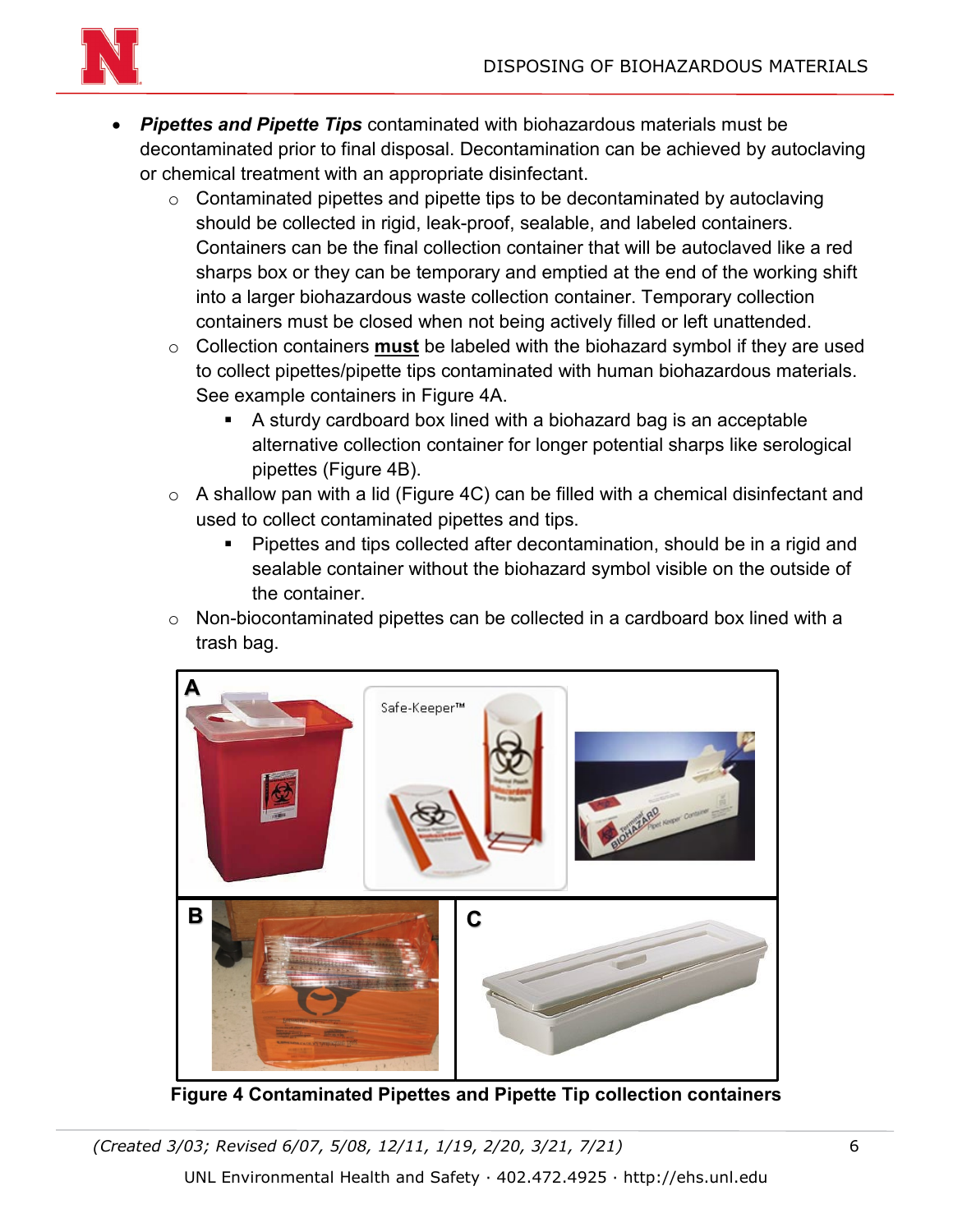- ***Pipettes and Pipette Tips*** contaminated with biohazardous materials must be decontaminated prior to final disposal. Decontamination can be achieved by autoclaving or chemical treatment with an appropriate disinfectant.
  - Contaminated pipettes and pipette tips to be decontaminated by autoclaving should be collected in rigid, leak-proof, sealable, and labeled containers. Containers can be the final collection container that will be autoclaved like a red sharps box or they can be temporary and emptied at the end of the working shift into a larger biohazardous waste collection container. Temporary collection containers must be closed when not being actively filled or left unattended.
  - Collection containers **<u>must</u>** be labeled with the biohazard symbol if they are used to collect pipettes/pipette tips contaminated with human biohazardous materials. See example containers in Figure 4A.
    - A sturdy cardboard box lined with a biohazard bag is an acceptable alternative collection container for longer potential sharps like serological pipettes (Figure 4B).
  - A shallow pan with a lid (Figure 4C) can be filled with a chemical disinfectant and used to collect contaminated pipettes and tips.
    - Pipettes and tips collected after decontamination, should be in a rigid and sealable container without the biohazard symbol visible on the outside of the container.
  - Non-biocontaminated pipettes can be collected in a cardboard box lined with a trash bag.

**Figure 4 Contaminated Pipettes and Pipette Tip collection containers**

*(Created 3/03; Revised 6/07, 5/08, 12/11, 1/19, 2/20, 3/21, 7/21)*